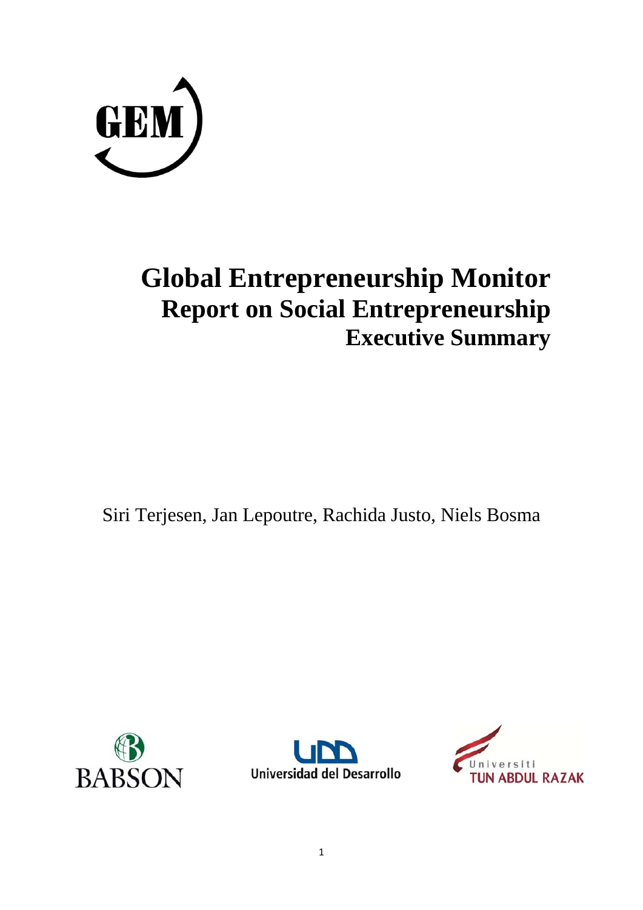GEM

# Global Entrepreneurship Monitor
## Report on Social Entrepreneurship
### Executive Summary

Siri Terjesen, Jan Lepoutre, Rachida Justo, Niels Bosma

BABSON

Universidad del Desarrollo

Universiti TUN ABDUL RAZAK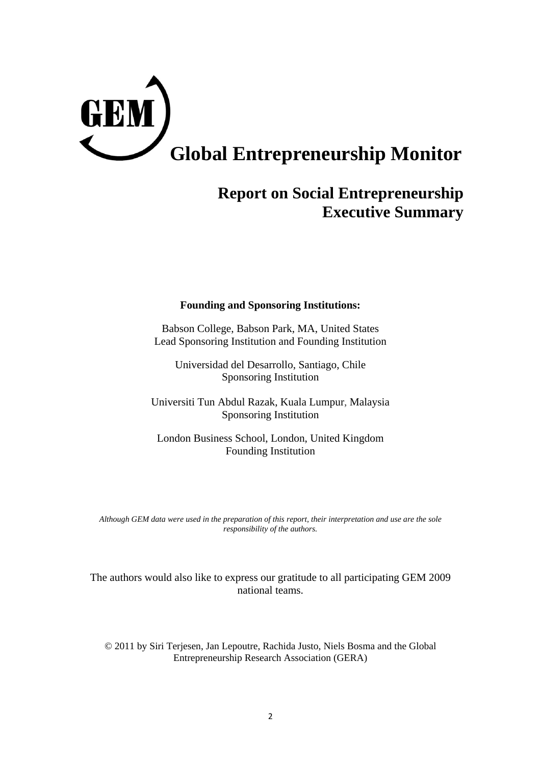GEM

# Global Entrepreneurship Monitor

## Report on Social Entrepreneurship Executive Summary

**Founding and Sponsoring Institutions:**

Babson College, Babson Park, MA, United States
Lead Sponsoring Institution and Founding Institution

Universidad del Desarrollo, Santiago, Chile
Sponsoring Institution

Universiti Tun Abdul Razak, Kuala Lumpur, Malaysia
Sponsoring Institution

London Business School, London, United Kingdom
Founding Institution

*Although GEM data were used in the preparation of this report, their interpretation and use are the sole responsibility of the authors.*

The authors would also like to express our gratitude to all participating GEM 2009 national teams.

© 2011 by Siri Terjesen, Jan Lepoutre, Rachida Justo, Niels Bosma and the Global Entrepreneurship Research Association (GERA)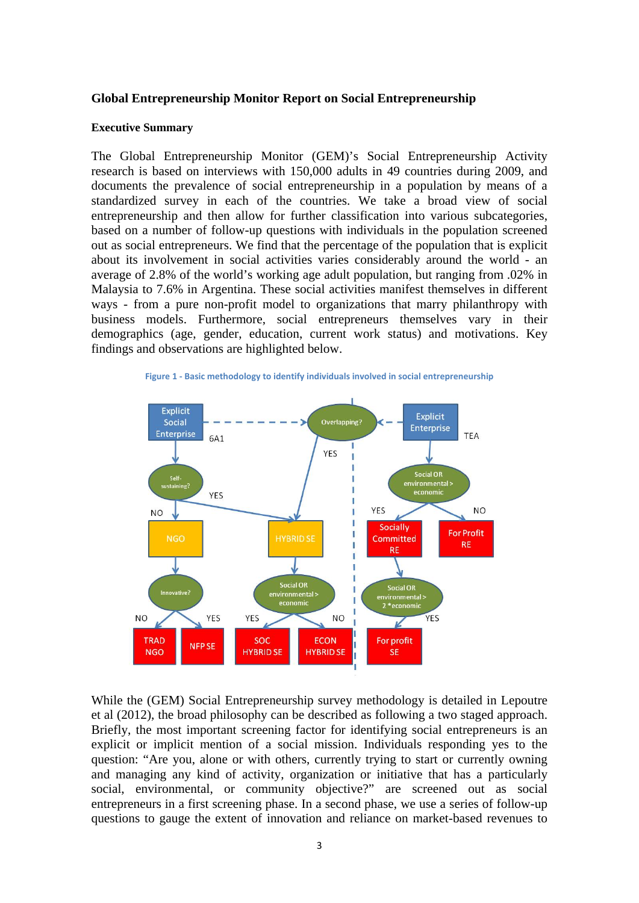**Global Entrepreneurship Monitor Report on Social Entrepreneurship**

**Executive Summary**

The Global Entrepreneurship Monitor (GEM)'s Social Entrepreneurship Activity research is based on interviews with 150,000 adults in 49 countries during 2009, and documents the prevalence of social entrepreneurship in a population by means of a standardized survey in each of the countries. We take a broad view of social entrepreneurship and then allow for further classification into various subcategories, based on a number of follow-up questions with individuals in the population screened out as social entrepreneurs. We find that the percentage of the population that is explicit about its involvement in social activities varies considerably around the world - an average of 2.8% of the world's working age adult population, but ranging from .02% in Malaysia to 7.6% in Argentina. These social activities manifest themselves in different ways - from a pure non-profit model to organizations that marry philanthropy with business models. Furthermore, social entrepreneurs themselves vary in their demographics (age, gender, education, current work status) and motivations. Key findings and observations are highlighted below.

Figure 1 - Basic methodology to identify individuals involved in social entrepreneurship

While the (GEM) Social Entrepreneurship survey methodology is detailed in Lepoutre et al (2012), the broad philosophy can be described as following a two staged approach. Briefly, the most important screening factor for identifying social entrepreneurs is an explicit or implicit mention of a social mission. Individuals responding yes to the question: "Are you, alone or with others, currently trying to start or currently owning and managing any kind of activity, organization or initiative that has a particularly social, environmental, or community objective?" are screened out as social entrepreneurs in a first screening phase. In a second phase, we use a series of follow-up questions to gauge the extent of innovation and reliance on market-based revenues to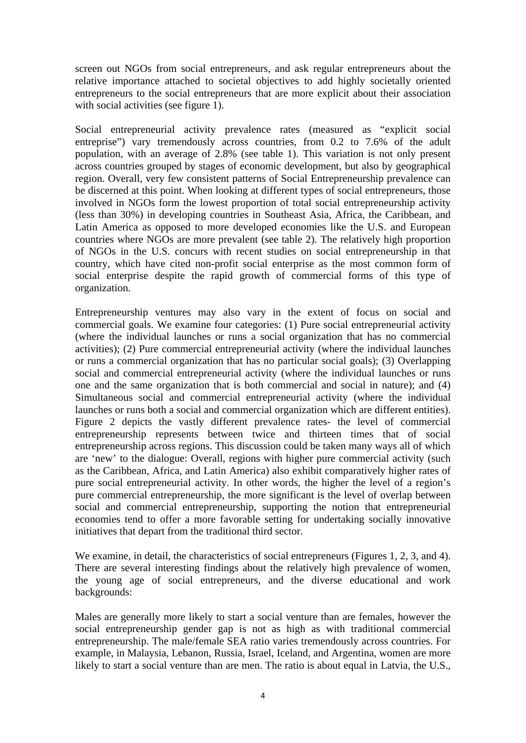screen out NGOs from social entrepreneurs, and ask regular entrepreneurs about the relative importance attached to societal objectives to add highly societally oriented entrepreneurs to the social entrepreneurs that are more explicit about their association with social activities (see figure 1).

Social entrepreneurial activity prevalence rates (measured as "explicit social entreprise") vary tremendously across countries, from 0.2 to 7.6% of the adult population, with an average of 2.8% (see table 1). This variation is not only present across countries grouped by stages of economic development, but also by geographical region. Overall, very few consistent patterns of Social Entrepreneurship prevalence can be discerned at this point. When looking at different types of social entrepreneurs, those involved in NGOs form the lowest proportion of total social entrepreneurship activity (less than 30%) in developing countries in Southeast Asia, Africa, the Caribbean, and Latin America as opposed to more developed economies like the U.S. and European countries where NGOs are more prevalent (see table 2). The relatively high proportion of NGOs in the U.S. concurs with recent studies on social entrepreneurship in that country, which have cited non-profit social enterprise as the most common form of social enterprise despite the rapid growth of commercial forms of this type of organization.

Entrepreneurship ventures may also vary in the extent of focus on social and commercial goals. We examine four categories: (1) Pure social entrepreneurial activity (where the individual launches or runs a social organization that has no commercial activities); (2) Pure commercial entrepreneurial activity (where the individual launches or runs a commercial organization that has no particular social goals); (3) Overlapping social and commercial entrepreneurial activity (where the individual launches or runs one and the same organization that is both commercial and social in nature); and (4) Simultaneous social and commercial entrepreneurial activity (where the individual launches or runs both a social and commercial organization which are different entities). Figure 2 depicts the vastly different prevalence rates- the level of commercial entrepreneurship represents between twice and thirteen times that of social entrepreneurship across regions. This discussion could be taken many ways all of which are 'new' to the dialogue: Overall, regions with higher pure commercial activity (such as the Caribbean, Africa, and Latin America) also exhibit comparatively higher rates of pure social entrepreneurial activity. In other words, the higher the level of a region's pure commercial entrepreneurship, the more significant is the level of overlap between social and commercial entrepreneurship, supporting the notion that entrepreneurial economies tend to offer a more favorable setting for undertaking socially innovative initiatives that depart from the traditional third sector.

We examine, in detail, the characteristics of social entrepreneurs (Figures 1, 2, 3, and 4). There are several interesting findings about the relatively high prevalence of women, the young age of social entrepreneurs, and the diverse educational and work backgrounds:

Males are generally more likely to start a social venture than are females, however the social entrepreneurship gender gap is not as high as with traditional commercial entrepreneurship. The male/female SEA ratio varies tremendously across countries. For example, in Malaysia, Lebanon, Russia, Israel, Iceland, and Argentina, women are more likely to start a social venture than are men. The ratio is about equal in Latvia, the U.S.,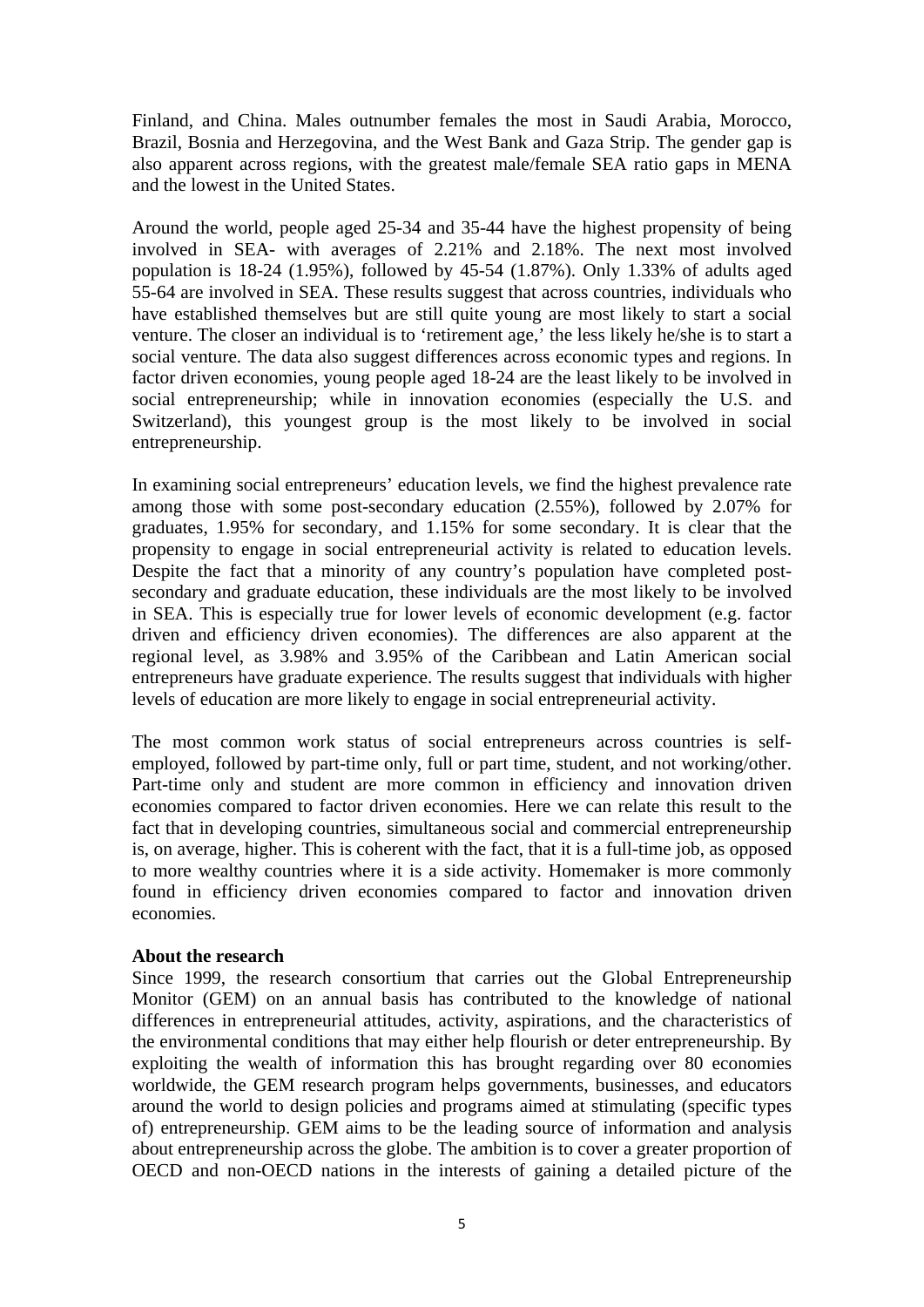Finland, and China. Males outnumber females the most in Saudi Arabia, Morocco, Brazil, Bosnia and Herzegovina, and the West Bank and Gaza Strip. The gender gap is also apparent across regions, with the greatest male/female SEA ratio gaps in MENA and the lowest in the United States.

Around the world, people aged 25-34 and 35-44 have the highest propensity of being involved in SEA- with averages of 2.21% and 2.18%. The next most involved population is 18-24 (1.95%), followed by 45-54 (1.87%). Only 1.33% of adults aged 55-64 are involved in SEA. These results suggest that across countries, individuals who have established themselves but are still quite young are most likely to start a social venture. The closer an individual is to 'retirement age,' the less likely he/she is to start a social venture. The data also suggest differences across economic types and regions. In factor driven economies, young people aged 18-24 are the least likely to be involved in social entrepreneurship; while in innovation economies (especially the U.S. and Switzerland), this youngest group is the most likely to be involved in social entrepreneurship.

In examining social entrepreneurs' education levels, we find the highest prevalence rate among those with some post-secondary education (2.55%), followed by 2.07% for graduates, 1.95% for secondary, and 1.15% for some secondary. It is clear that the propensity to engage in social entrepreneurial activity is related to education levels. Despite the fact that a minority of any country's population have completed post-secondary and graduate education, these individuals are the most likely to be involved in SEA. This is especially true for lower levels of economic development (e.g. factor driven and efficiency driven economies). The differences are also apparent at the regional level, as 3.98% and 3.95% of the Caribbean and Latin American social entrepreneurs have graduate experience. The results suggest that individuals with higher levels of education are more likely to engage in social entrepreneurial activity.

The most common work status of social entrepreneurs across countries is self-employed, followed by part-time only, full or part time, student, and not working/other. Part-time only and student are more common in efficiency and innovation driven economies compared to factor driven economies. Here we can relate this result to the fact that in developing countries, simultaneous social and commercial entrepreneurship is, on average, higher. This is coherent with the fact, that it is a full-time job, as opposed to more wealthy countries where it is a side activity. Homemaker is more commonly found in efficiency driven economies compared to factor and innovation driven economies.

**About the research**

Since 1999, the research consortium that carries out the Global Entrepreneurship Monitor (GEM) on an annual basis has contributed to the knowledge of national differences in entrepreneurial attitudes, activity, aspirations, and the characteristics of the environmental conditions that may either help flourish or deter entrepreneurship. By exploiting the wealth of information this has brought regarding over 80 economies worldwide, the GEM research program helps governments, businesses, and educators around the world to design policies and programs aimed at stimulating (specific types of) entrepreneurship. GEM aims to be the leading source of information and analysis about entrepreneurship across the globe. The ambition is to cover a greater proportion of OECD and non-OECD nations in the interests of gaining a detailed picture of the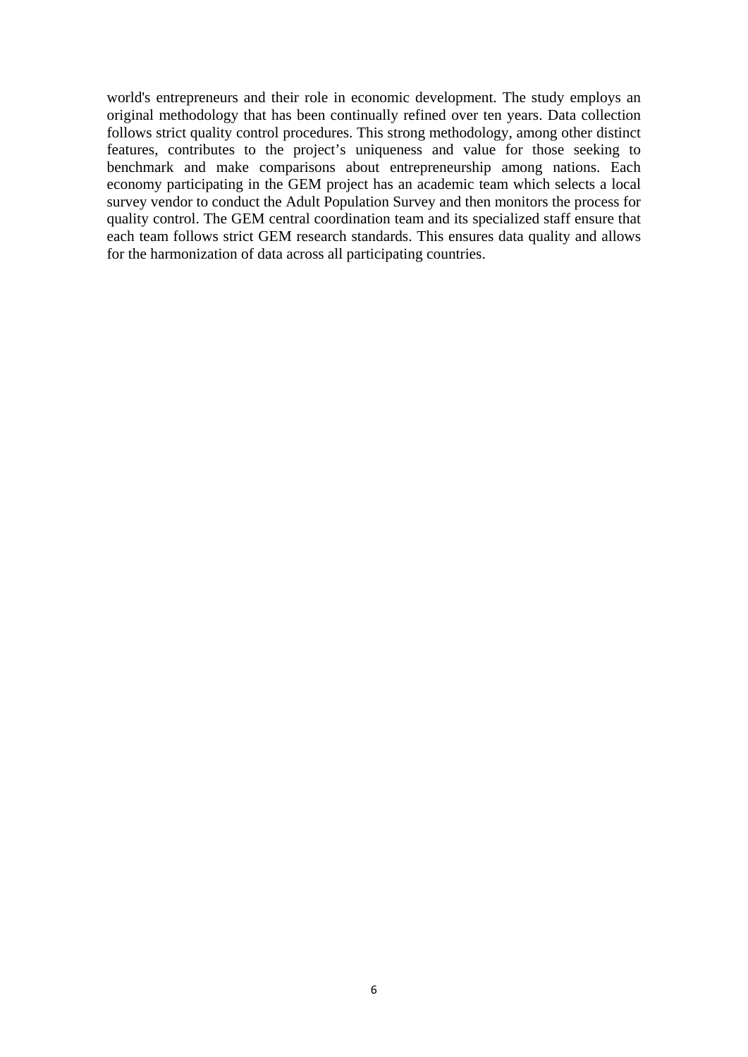world's entrepreneurs and their role in economic development. The study employs an original methodology that has been continually refined over ten years. Data collection follows strict quality control procedures. This strong methodology, among other distinct features, contributes to the project's uniqueness and value for those seeking to benchmark and make comparisons about entrepreneurship among nations. Each economy participating in the GEM project has an academic team which selects a local survey vendor to conduct the Adult Population Survey and then monitors the process for quality control. The GEM central coordination team and its specialized staff ensure that each team follows strict GEM research standards. This ensures data quality and allows for the harmonization of data across all participating countries.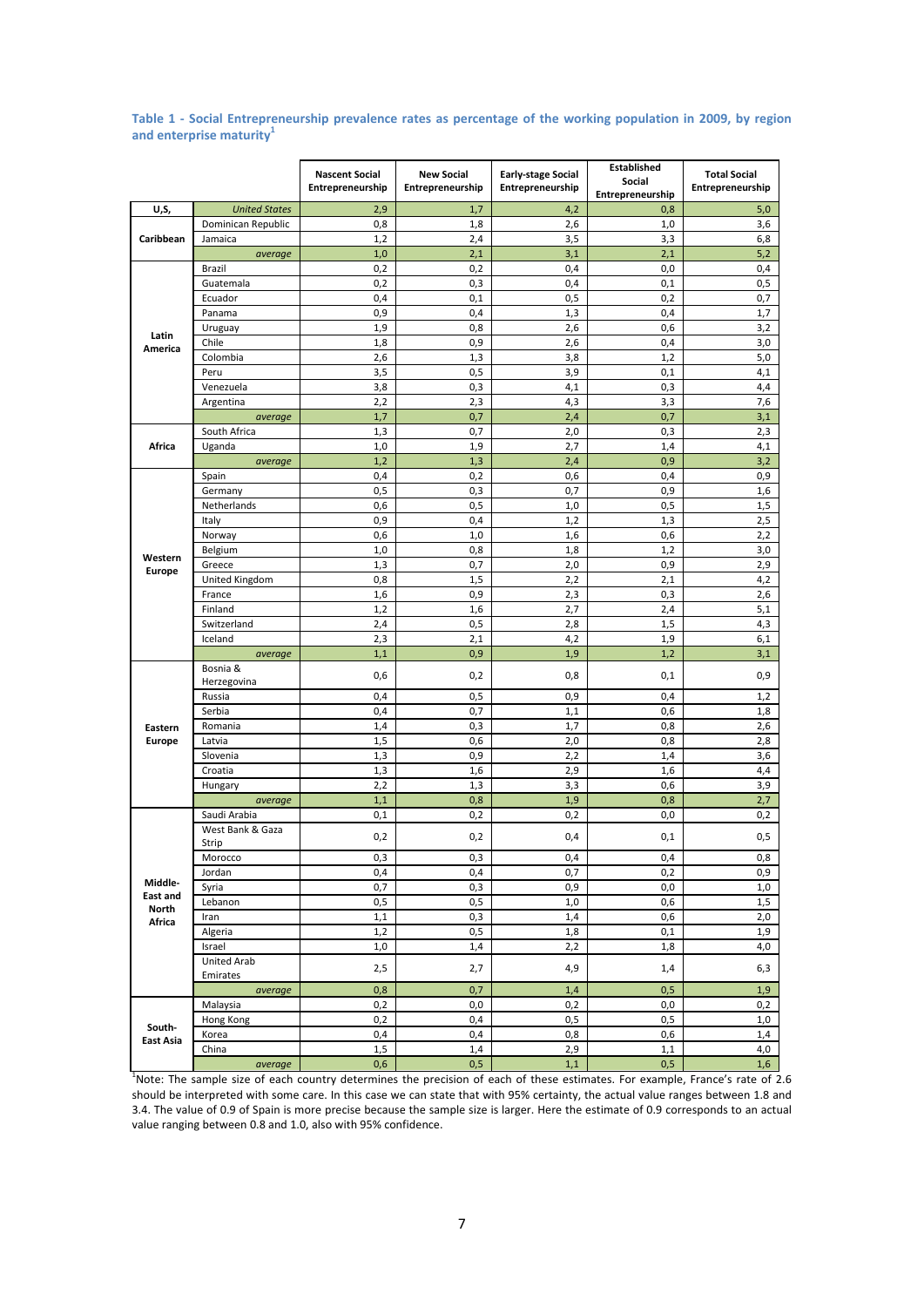**Table 1 - Social Entrepreneurship prevalence rates as percentage of the working population in 2009, by region and enterprise maturity[1]**

| | | Nascent Social Entrepreneurship | New Social Entrepreneurship | Early-stage Social Entrepreneurship | Established Social Entrepreneurship | Total Social Entrepreneurship |
|---|---|---|---|---|---|---|
| U,S, | *United States* | 2,9 | 1,7 | 4,2 | 0,8 | 5,0 |
| Caribbean | Dominican Republic | 0,8 | 1,8 | 2,6 | 1,0 | 3,6 |
| | Jamaica | 1,2 | 2,4 | 3,5 | 3,3 | 6,8 |
| | *average* | 1,0 | 2,1 | 3,1 | 2,1 | 5,2 |
| Latin America | Brazil | 0,2 | 0,2 | 0,4 | 0,0 | 0,4 |
| | Guatemala | 0,2 | 0,3 | 0,4 | 0,1 | 0,5 |
| | Ecuador | 0,4 | 0,1 | 0,5 | 0,2 | 0,7 |
| | Panama | 0,9 | 0,4 | 1,3 | 0,4 | 1,7 |
| | Uruguay | 1,9 | 0,8 | 2,6 | 0,6 | 3,2 |
| | Chile | 1,8 | 0,9 | 2,6 | 0,4 | 3,0 |
| | Colombia | 2,6 | 1,3 | 3,8 | 1,2 | 5,0 |
| | Peru | 3,5 | 0,5 | 3,9 | 0,1 | 4,1 |
| | Venezuela | 3,8 | 0,3 | 4,1 | 0,3 | 4,4 |
| | Argentina | 2,2 | 2,3 | 4,3 | 3,3 | 7,6 |
| | *average* | 1,7 | 0,7 | 2,4 | 0,7 | 3,1 |
| Africa | South Africa | 1,3 | 0,7 | 2,0 | 0,3 | 2,3 |
| | Uganda | 1,0 | 1,9 | 2,7 | 1,4 | 4,1 |
| | *average* | 1,2 | 1,3 | 2,4 | 0,9 | 3,2 |
| Western Europe | Spain | 0,4 | 0,2 | 0,6 | 0,4 | 0,9 |
| | Germany | 0,5 | 0,3 | 0,7 | 0,9 | 1,6 |
| | Netherlands | 0,6 | 0,5 | 1,0 | 0,5 | 1,5 |
| | Italy | 0,9 | 0,4 | 1,2 | 1,3 | 2,5 |
| | Norway | 0,6 | 1,0 | 1,6 | 0,6 | 2,2 |
| | Belgium | 1,0 | 0,8 | 1,8 | 1,2 | 3,0 |
| | Greece | 1,3 | 0,7 | 2,0 | 0,9 | 2,9 |
| | United Kingdom | 0,8 | 1,5 | 2,2 | 2,1 | 4,2 |
| | France | 1,6 | 0,9 | 2,3 | 0,3 | 2,6 |
| | Finland | 1,2 | 1,6 | 2,7 | 2,4 | 5,1 |
| | Switzerland | 2,4 | 0,5 | 2,8 | 1,5 | 4,3 |
| | Iceland | 2,3 | 2,1 | 4,2 | 1,9 | 6,1 |
| | *average* | 1,1 | 0,9 | 1,9 | 1,2 | 3,1 |
| Eastern Europe | Bosnia & Herzegovina | 0,6 | 0,2 | 0,8 | 0,1 | 0,9 |
| | Russia | 0,4 | 0,5 | 0,9 | 0,4 | 1,2 |
| | Serbia | 0,4 | 0,7 | 1,1 | 0,6 | 1,8 |
| | Romania | 1,4 | 0,3 | 1,7 | 0,8 | 2,6 |
| | Latvia | 1,5 | 0,6 | 2,0 | 0,8 | 2,8 |
| | Slovenia | 1,3 | 0,9 | 2,2 | 1,4 | 3,6 |
| | Croatia | 1,3 | 1,6 | 2,9 | 1,6 | 4,4 |
| | Hungary | 2,2 | 1,3 | 3,3 | 0,6 | 3,9 |
| | *average* | 1,1 | 0,8 | 1,9 | 0,8 | 2,7 |
| Middle-East and North Africa | Saudi Arabia | 0,1 | 0,2 | 0,2 | 0,0 | 0,2 |
| | West Bank & Gaza Strip | 0,2 | 0,2 | 0,4 | 0,1 | 0,5 |
| | Morocco | 0,3 | 0,3 | 0,4 | 0,4 | 0,8 |
| | Jordan | 0,4 | 0,4 | 0,7 | 0,2 | 0,9 |
| | Syria | 0,7 | 0,3 | 0,9 | 0,0 | 1,0 |
| | Lebanon | 0,5 | 0,5 | 1,0 | 0,6 | 1,5 |
| | Iran | 1,1 | 0,3 | 1,4 | 0,6 | 2,0 |
| | Algeria | 1,2 | 0,5 | 1,8 | 0,1 | 1,9 |
| | Israel | 1,0 | 1,4 | 2,2 | 1,8 | 4,0 |
| | United Arab Emirates | 2,5 | 2,7 | 4,9 | 1,4 | 6,3 |
| | *average* | 0,8 | 0,7 | 1,4 | 0,5 | 1,9 |
| South-East Asia | Malaysia | 0,2 | 0,0 | 0,2 | 0,0 | 0,2 |
| | Hong Kong | 0,2 | 0,4 | 0,5 | 0,5 | 1,0 |
| | Korea | 0,4 | 0,4 | 0,8 | 0,6 | 1,4 |
| | China | 1,5 | 1,4 | 2,9 | 1,1 | 4,0 |
| | *average* | 0,6 | 0,5 | 1,1 | 0,5 | 1,6 |

[1]Note: The sample size of each country determines the precision of each of these estimates. For example, France's rate of 2.6 should be interpreted with some care. In this case we can state that with 95% certainty, the actual value ranges between 1.8 and 3.4. The value of 0.9 of Spain is more precise because the sample size is larger. Here the estimate of 0.9 corresponds to an actual value ranging between 0.8 and 1.0, also with 95% confidence.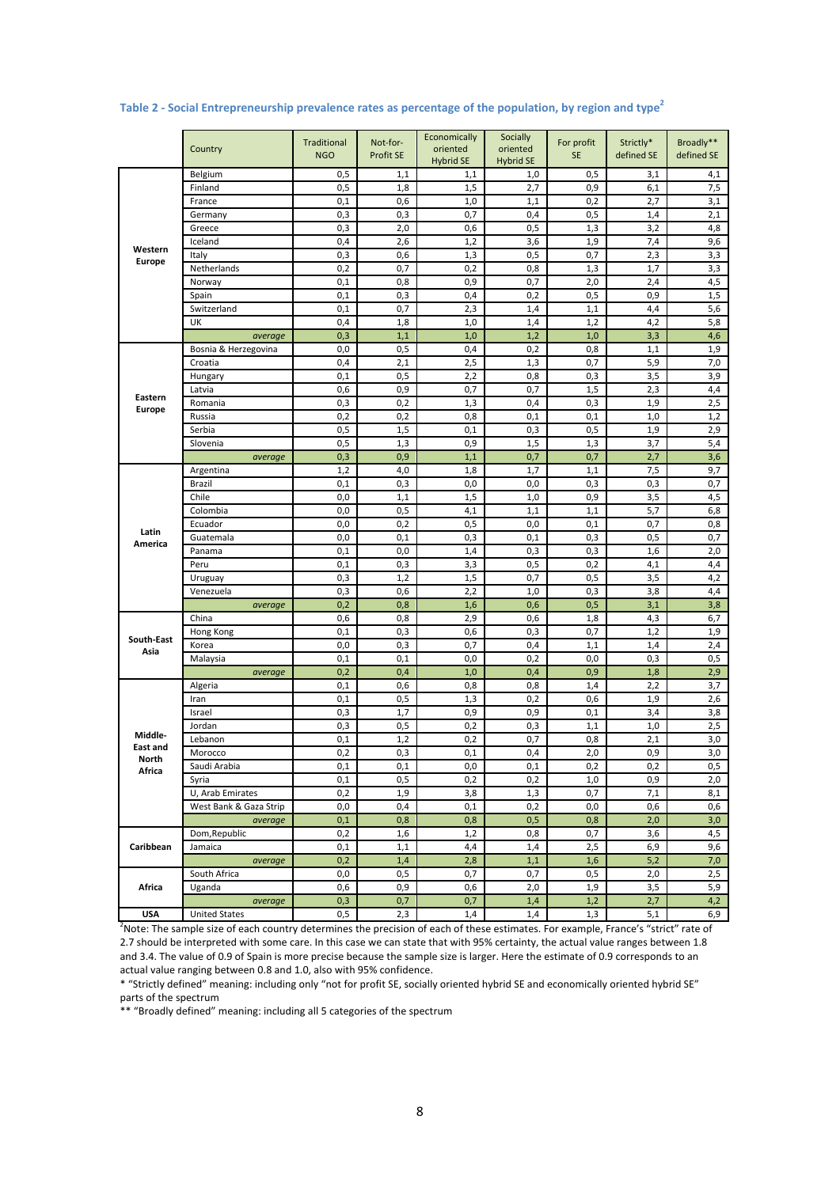### Table 2 - Social Entrepreneurship prevalence rates as percentage of the population, by region and type[2]

| | Country | Traditional NGO | Not-for-Profit SE | Economically oriented Hybrid SE | Socially oriented Hybrid SE | For profit SE | Strictly* defined SE | Broadly** defined SE |
|---|---|---|---|---|---|---|---|---|
| Western Europe | Belgium | 0,5 | 1,1 | 1,1 | 1,0 | 0,5 | 3,1 | 4,1 |
| | Finland | 0,5 | 1,8 | 1,5 | 2,7 | 0,9 | 6,1 | 7,5 |
| | France | 0,1 | 0,6 | 1,0 | 1,1 | 0,2 | 2,7 | 3,1 |
| | Germany | 0,3 | 0,3 | 0,7 | 0,4 | 0,5 | 1,4 | 2,1 |
| | Greece | 0,3 | 2,0 | 0,6 | 0,5 | 1,3 | 3,2 | 4,8 |
| | Iceland | 0,4 | 2,6 | 1,2 | 3,6 | 1,9 | 7,4 | 9,6 |
| | Italy | 0,3 | 0,6 | 1,3 | 0,5 | 0,7 | 2,3 | 3,3 |
| | Netherlands | 0,2 | 0,7 | 0,2 | 0,8 | 1,3 | 1,7 | 3,3 |
| | Norway | 0,1 | 0,8 | 0,9 | 0,7 | 2,0 | 2,4 | 4,5 |
| | Spain | 0,1 | 0,3 | 0,4 | 0,2 | 0,5 | 0,9 | 1,5 |
| | Switzerland | 0,1 | 0,7 | 2,3 | 1,4 | 1,1 | 4,4 | 5,6 |
| | UK | 0,4 | 1,8 | 1,0 | 1,4 | 1,2 | 4,2 | 5,8 |
| | *average* | 0,3 | 1,1 | 1,0 | 1,2 | 1,0 | 3,3 | 4,6 |
| Eastern Europe | Bosnia & Herzegovina | 0,0 | 0,5 | 0,4 | 0,2 | 0,8 | 1,1 | 1,9 |
| | Croatia | 0,4 | 2,1 | 2,5 | 1,3 | 0,7 | 5,9 | 7,0 |
| | Hungary | 0,1 | 0,5 | 2,2 | 0,8 | 0,3 | 3,5 | 3,9 |
| | Latvia | 0,6 | 0,9 | 0,7 | 0,7 | 1,5 | 2,3 | 4,4 |
| | Romania | 0,3 | 0,2 | 1,3 | 0,4 | 0,3 | 1,9 | 2,5 |
| | Russia | 0,2 | 0,2 | 0,8 | 0,1 | 0,1 | 1,0 | 1,2 |
| | Serbia | 0,5 | 1,5 | 0,1 | 0,3 | 0,5 | 1,9 | 2,9 |
| | Slovenia | 0,5 | 1,3 | 0,9 | 1,5 | 1,3 | 3,7 | 5,4 |
| | *average* | 0,3 | 0,9 | 1,1 | 0,7 | 0,7 | 2,7 | 3,6 |
| Latin America | Argentina | 1,2 | 4,0 | 1,8 | 1,7 | 1,1 | 7,5 | 9,7 |
| | Brazil | 0,1 | 0,3 | 0,0 | 0,0 | 0,3 | 0,3 | 0,7 |
| | Chile | 0,0 | 1,1 | 1,5 | 1,0 | 0,9 | 3,5 | 4,5 |
| | Colombia | 0,0 | 0,5 | 4,1 | 1,1 | 1,1 | 5,7 | 6,8 |
| | Ecuador | 0,0 | 0,2 | 0,5 | 0,0 | 0,1 | 0,7 | 0,8 |
| | Guatemala | 0,0 | 0,1 | 0,3 | 0,1 | 0,3 | 0,5 | 0,7 |
| | Panama | 0,1 | 0,0 | 1,4 | 0,3 | 0,3 | 1,6 | 2,0 |
| | Peru | 0,1 | 0,3 | 3,3 | 0,5 | 0,2 | 4,1 | 4,4 |
| | Uruguay | 0,3 | 1,2 | 1,5 | 0,7 | 0,5 | 3,5 | 4,2 |
| | Venezuela | 0,3 | 0,6 | 2,2 | 1,0 | 0,3 | 3,8 | 4,4 |
| | *average* | 0,2 | 0,8 | 1,6 | 0,6 | 0,5 | 3,1 | 3,8 |
| South-East Asia | China | 0,6 | 0,8 | 2,9 | 0,6 | 1,8 | 4,3 | 6,7 |
| | Hong Kong | 0,1 | 0,3 | 0,6 | 0,3 | 0,7 | 1,2 | 1,9 |
| | Korea | 0,0 | 0,3 | 0,7 | 0,4 | 1,1 | 1,4 | 2,4 |
| | Malaysia | 0,1 | 0,1 | 0,0 | 0,2 | 0,0 | 0,3 | 0,5 |
| | *average* | 0,2 | 0,4 | 1,0 | 0,4 | 0,9 | 1,8 | 2,9 |
| Middle-East and North Africa | Algeria | 0,1 | 0,6 | 0,8 | 0,8 | 1,4 | 2,2 | 3,7 |
| | Iran | 0,1 | 0,5 | 1,3 | 0,2 | 0,6 | 1,9 | 2,6 |
| | Israel | 0,3 | 1,7 | 0,9 | 0,9 | 0,1 | 3,4 | 3,8 |
| | Jordan | 0,3 | 0,5 | 0,2 | 0,3 | 1,1 | 1,0 | 2,5 |
| | Lebanon | 0,1 | 1,2 | 0,2 | 0,7 | 0,8 | 2,1 | 3,0 |
| | Morocco | 0,2 | 0,3 | 0,1 | 0,4 | 2,0 | 0,9 | 3,0 |
| | Saudi Arabia | 0,1 | 0,1 | 0,0 | 0,1 | 0,2 | 0,2 | 0,5 |
| | Syria | 0,1 | 0,5 | 0,2 | 0,2 | 1,0 | 0,9 | 2,0 |
| | U, Arab Emirates | 0,2 | 1,9 | 3,8 | 1,3 | 0,7 | 7,1 | 8,1 |
| | West Bank & Gaza Strip | 0,0 | 0,4 | 0,1 | 0,2 | 0,0 | 0,6 | 0,6 |
| | *average* | 0,1 | 0,8 | 0,8 | 0,5 | 0,8 | 2,0 | 3,0 |
| Caribbean | Dom,Republic | 0,2 | 1,6 | 1,2 | 0,8 | 0,7 | 3,6 | 4,5 |
| | Jamaica | 0,1 | 1,1 | 4,4 | 1,4 | 2,5 | 6,9 | 9,6 |
| | *average* | 0,2 | 1,4 | 2,8 | 1,1 | 1,6 | 5,2 | 7,0 |
| Africa | South Africa | 0,0 | 0,5 | 0,7 | 0,7 | 0,5 | 2,0 | 2,5 |
| | Uganda | 0,6 | 0,9 | 0,6 | 2,0 | 1,9 | 3,5 | 5,9 |
| | *average* | 0,3 | 0,7 | 0,7 | 1,4 | 1,2 | 2,7 | 4,2 |
| USA | United States | 0,5 | 2,3 | 1,4 | 1,4 | 1,3 | 5,1 | 6,9 |

[2]Note: The sample size of each country determines the precision of each of these estimates. For example, France's "strict" rate of 2.7 should be interpreted with some care. In this case we can state that with 95% certainty, the actual value ranges between 1.8 and 3.4. The value of 0.9 of Spain is more precise because the sample size is larger. Here the estimate of 0.9 corresponds to an actual value ranging between 0.8 and 1.0, also with 95% confidence.

\* "Strictly defined" meaning: including only "not for profit SE, socially oriented hybrid SE and economically oriented hybrid SE" parts of the spectrum

\** "Broadly defined" meaning: including all 5 categories of the spectrum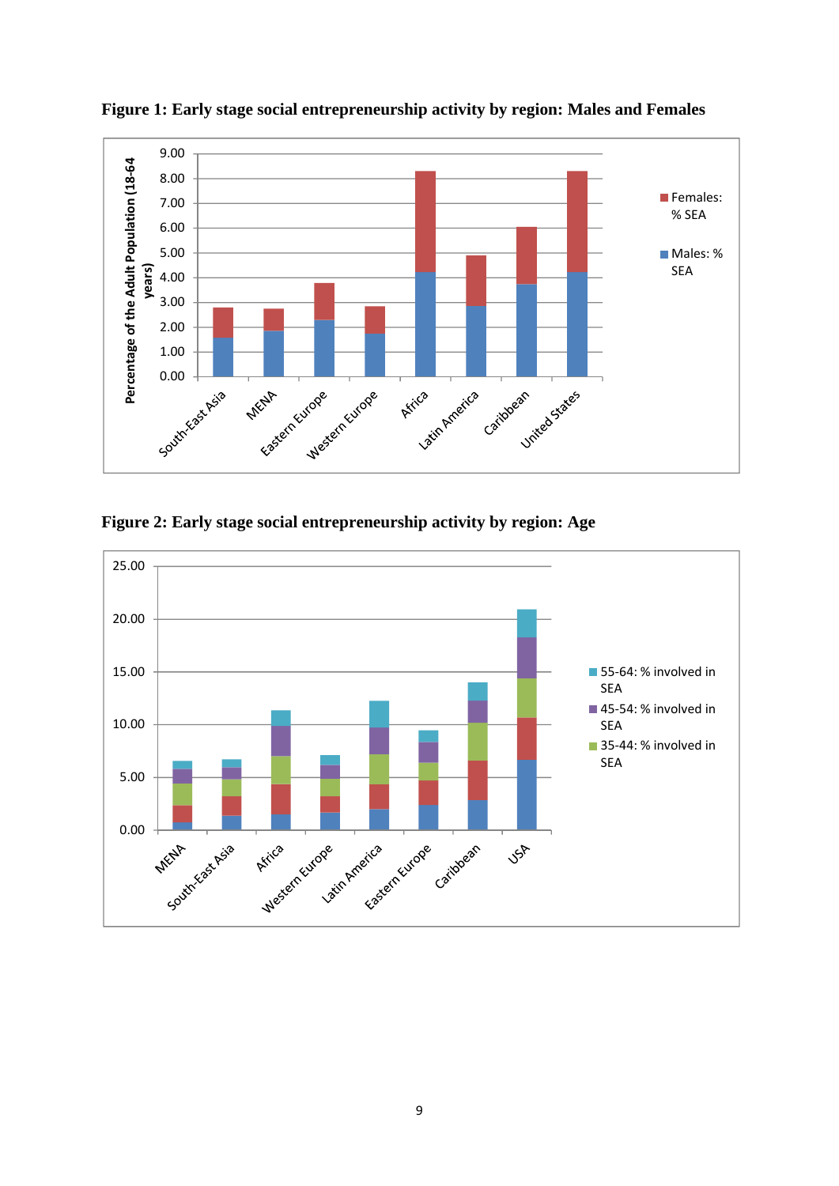**Figure 1: Early stage social entrepreneurship activity by region: Males and Females**

**Figure 2: Early stage social entrepreneurship activity by region: Age**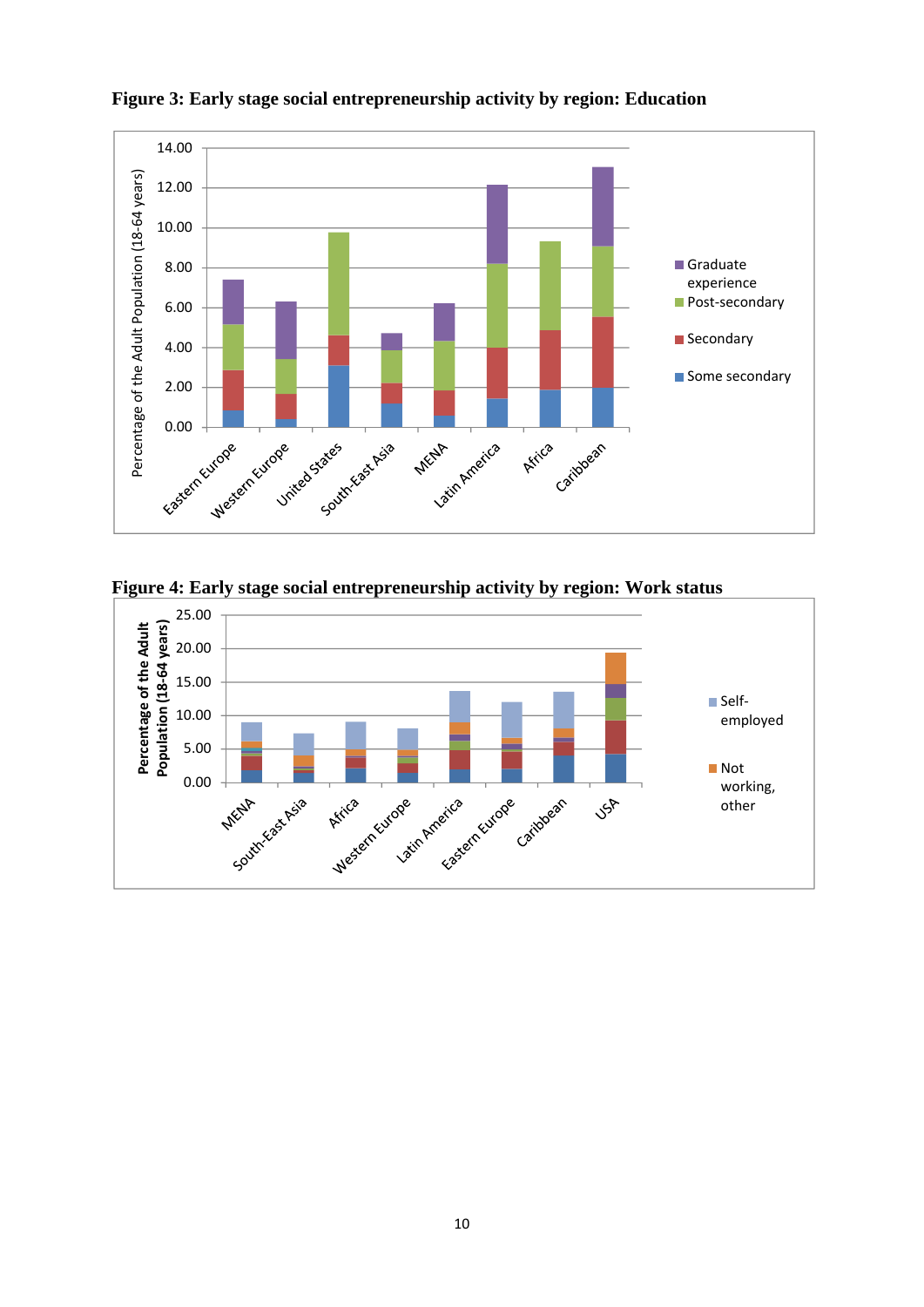**Figure 3: Early stage social entrepreneurship activity by region: Education**

**Figure 4: Early stage social entrepreneurship activity by region: Work status**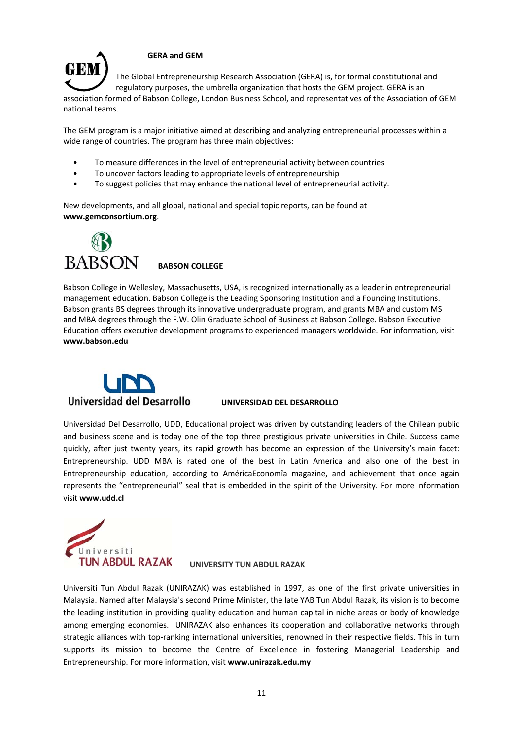### GERA and GEM

The Global Entrepreneurship Research Association (GERA) is, for formal constitutional and regulatory purposes, the umbrella organization that hosts the GEM project. GERA is an association formed of Babson College, London Business School, and representatives of the Association of GEM national teams.

The GEM program is a major initiative aimed at describing and analyzing entrepreneurial processes within a wide range of countries. The program has three main objectives:

- To measure differences in the level of entrepreneurial activity between countries
- To uncover factors leading to appropriate levels of entrepreneurship
- To suggest policies that may enhance the national level of entrepreneurial activity.

New developments, and all global, national and special topic reports, can be found at **www.gemconsortium.org**.

### BABSON COLLEGE

Babson College in Wellesley, Massachusetts, USA, is recognized internationally as a leader in entrepreneurial management education. Babson College is the Leading Sponsoring Institution and a Founding Institutions. Babson grants BS degrees through its innovative undergraduate program, and grants MBA and custom MS and MBA degrees through the F.W. Olin Graduate School of Business at Babson College. Babson Executive Education offers executive development programs to experienced managers worldwide. For information, visit **www.babson.edu**

### UNIVERSIDAD DEL DESARROLLO

Universidad Del Desarrollo, UDD, Educational project was driven by outstanding leaders of the Chilean public and business scene and is today one of the top three prestigious private universities in Chile. Success came quickly, after just twenty years, its rapid growth has become an expression of the University's main facet: Entrepreneurship. UDD MBA is rated one of the best in Latin America and also one of the best in Entrepreneurship education, according to AméricaEconomîa magazine, and achievement that once again represents the "entrepreneurial" seal that is embedded in the spirit of the University. For more information visit **www.udd.cl**

### UNIVERSITY TUN ABDUL RAZAK

Universiti Tun Abdul Razak (UNIRAZAK) was established in 1997, as one of the first private universities in Malaysia. Named after Malaysia's second Prime Minister, the late YAB Tun Abdul Razak, its vision is to become the leading institution in providing quality education and human capital in niche areas or body of knowledge among emerging economies. UNIRAZAK also enhances its cooperation and collaborative networks through strategic alliances with top-ranking international universities, renowned in their respective fields. This in turn supports its mission to become the Centre of Excellence in fostering Managerial Leadership and Entrepreneurship. For more information, visit **www.unirazak.edu.my**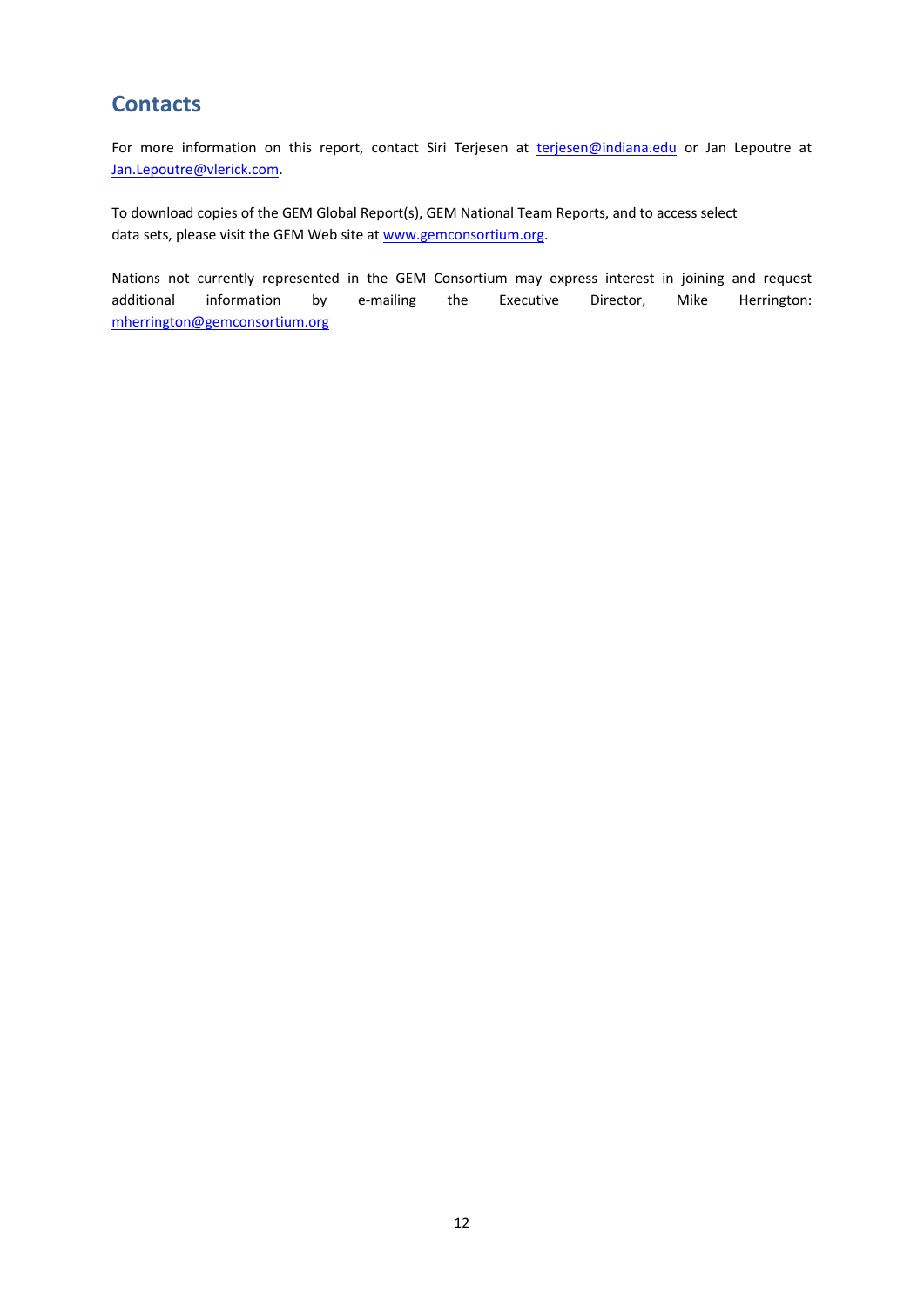## Contacts

For more information on this report, contact Siri Terjesen at terjesen@indiana.edu or Jan Lepoutre at Jan.Lepoutre@vlerick.com.

To download copies of the GEM Global Report(s), GEM National Team Reports, and to access select data sets, please visit the GEM Web site at www.gemconsortium.org.

Nations not currently represented in the GEM Consortium may express interest in joining and request additional information by e-mailing the Executive Director, Mike Herrington: mherrington@gemconsortium.org